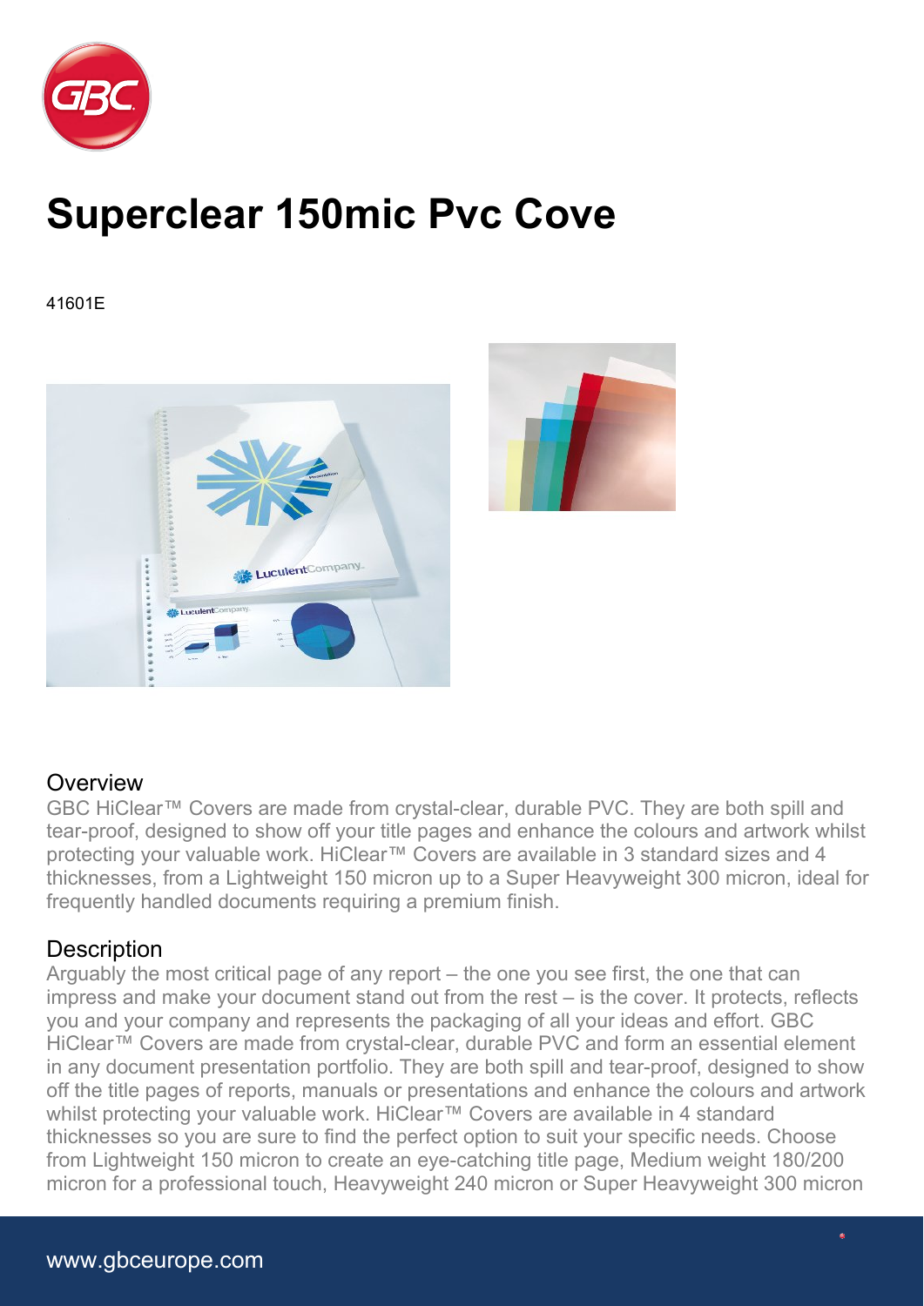# Superclear 150mic Pvc Cove

41601E

## Overview

GBC HiClear™ Covers are made from crystal-clear, durable PVC. They are both spill and tear-proof, designed to show off your title pages and enhance the colours and artwork whilst protecting your valuable work. HiClear™ Covers are available in 3 standard sizes and 4 thicknesses, from a Lightweight 150 micron up to a Super Heavyweight 300 micron, ideal for frequently handled documents requiring a premium finish.

## Description

Arguably the most critical page of any report – the one you see first, the one that can impress and make your document stand out from the rest – is the cover. It protects, reflects you and your company and represents the packaging of all your ideas and effort. GBC HiClear™ Covers are made from crystal-clear, durable PVC and form an essential element in any document presentation portfolio. They are both spill and tear-proof, designed to show off the title pages of reports, manuals or presentations and enhance the colours and artwork whilst protecting your valuable work. HiClear™ Covers are available in 4 standard thicknesses so you are sure to find the perfect option to suit your specific needs. Choose from Lightweight 150 micron to create an eye-catching title page, Medium weight 180/200 micron for a professional touch, Heavyweight 240 micron or Super Heavyweight 300 micron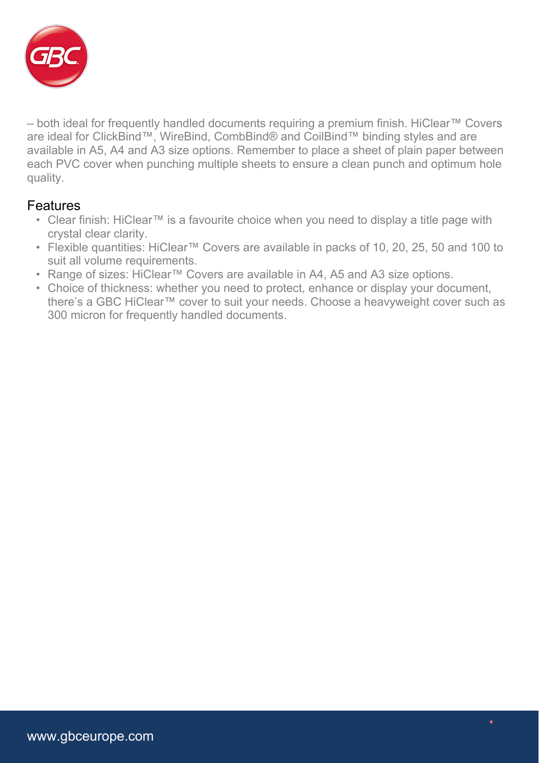– both ideal for frequently handled documents requiring a premium finish. HiClear™ Covers are ideal for ClickBind™, WireBind, CombBind® and CoilBind™ binding styles and are available in A5, A4 and A3 size options. Remember to place a sheet of plain paper between each PVC cover when punching multiple sheets to ensure a clean punch and optimum hole quality.

## Features

- Clear finish: HiClear™ is a favourite choice when you need to display a title page with crystal clear clarity.
- Flexible quantities: HiClear™ Covers are available in packs of 10, 20, 25, 50 and 100 to suit all volume requirements.
- Range of sizes: HiClear™ Covers are available in A4, A5 and A3 size options.
- Choice of thickness: whether you need to protect, enhance or display your document, there's a GBC HiClear™ cover to suit your needs. Choose a heavyweight cover such as 300 micron for frequently handled documents.

www.gbceurope.com